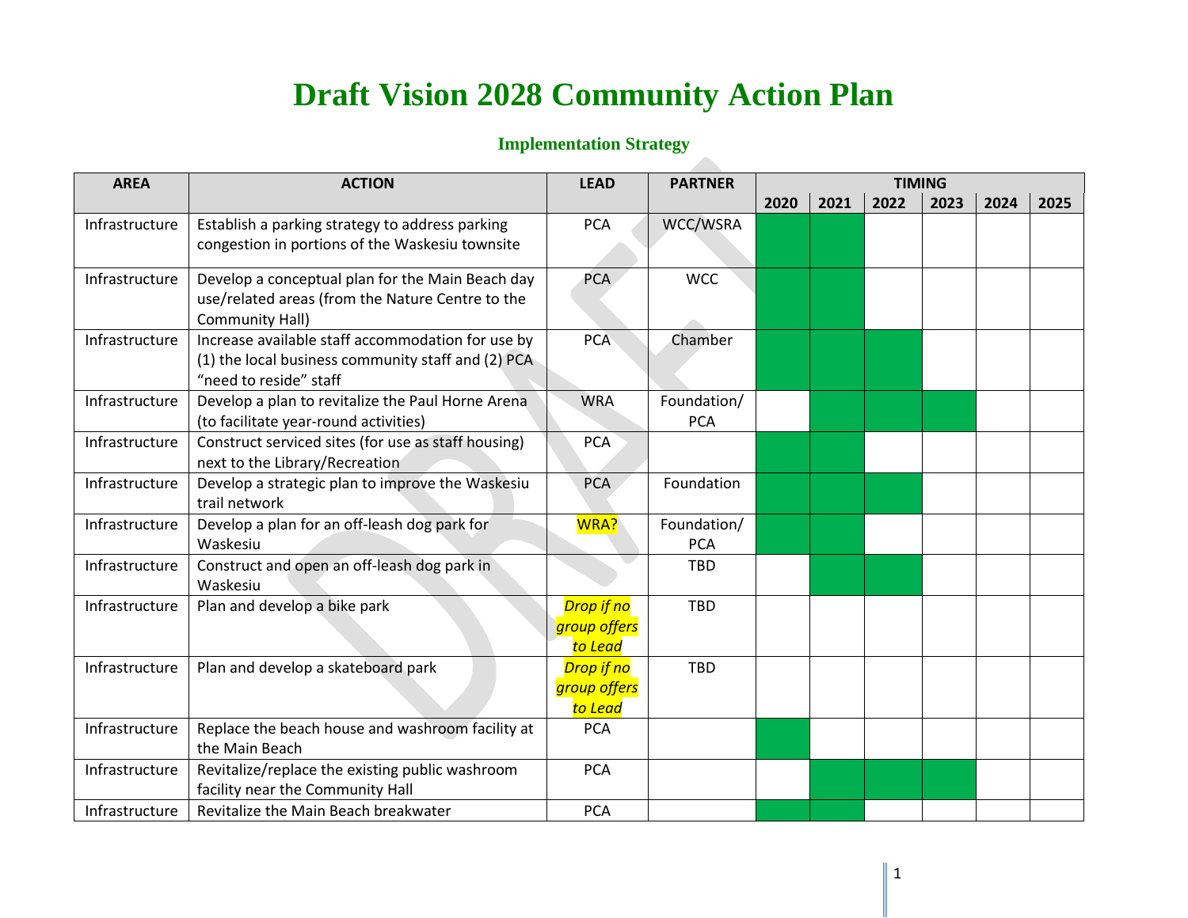# Draft Vision 2028 Community Action Plan

## Implementation Strategy

| AREA | ACTION | LEAD | PARTNER | TIMING | | | | | |
|---|---|---|---|---|---|---|---|---|---|
| | | | | 2020 | 2021 | 2022 | 2023 | 2024 | 2025 |
| Infrastructure | Establish a parking strategy to address parking congestion in portions of the Waskesiu townsite | PCA | WCC/WSRA | ■ | ■ | | | | |
| Infrastructure | Develop a conceptual plan for the Main Beach day use/related areas (from the Nature Centre to the Community Hall) | PCA | WCC | ■ | ■ | | | | |
| Infrastructure | Increase available staff accommodation for use by (1) the local business community staff and (2) PCA "need to reside" staff | PCA | Chamber | ■ | ■ | ■ | | | |
| Infrastructure | Develop a plan to revitalize the Paul Horne Arena (to facilitate year-round activities) | WRA | Foundation/ PCA | | ■ | ■ | ■ | | |
| Infrastructure | Construct serviced sites (for use as staff housing) next to the Library/Recreation | PCA | | ■ | ■ | | | | |
| Infrastructure | Develop a strategic plan to improve the Waskesiu trail network | PCA | Foundation | ■ | ■ | ■ | | | |
| Infrastructure | Develop a plan for an off-leash dog park for Waskesiu | WRA? | Foundation/ PCA | ■ | ■ | | | | |
| Infrastructure | Construct and open an off-leash dog park in Waskesiu | | TBD | | ■ | ■ | | | |
| Infrastructure | Plan and develop a bike park | *Drop if no group offers to Lead* | TBD | | | | | | |
| Infrastructure | Plan and develop a skateboard park | *Drop if no group offers to Lead* | TBD | | | | | | |
| Infrastructure | Replace the beach house and washroom facility at the Main Beach | PCA | | ■ | | | | | |
| Infrastructure | Revitalize/replace the existing public washroom facility near the Community Hall | PCA | | | ■ | ■ | ■ | | |
| Infrastructure | Revitalize the Main Beach breakwater | PCA | | ■ | ■ | | | | |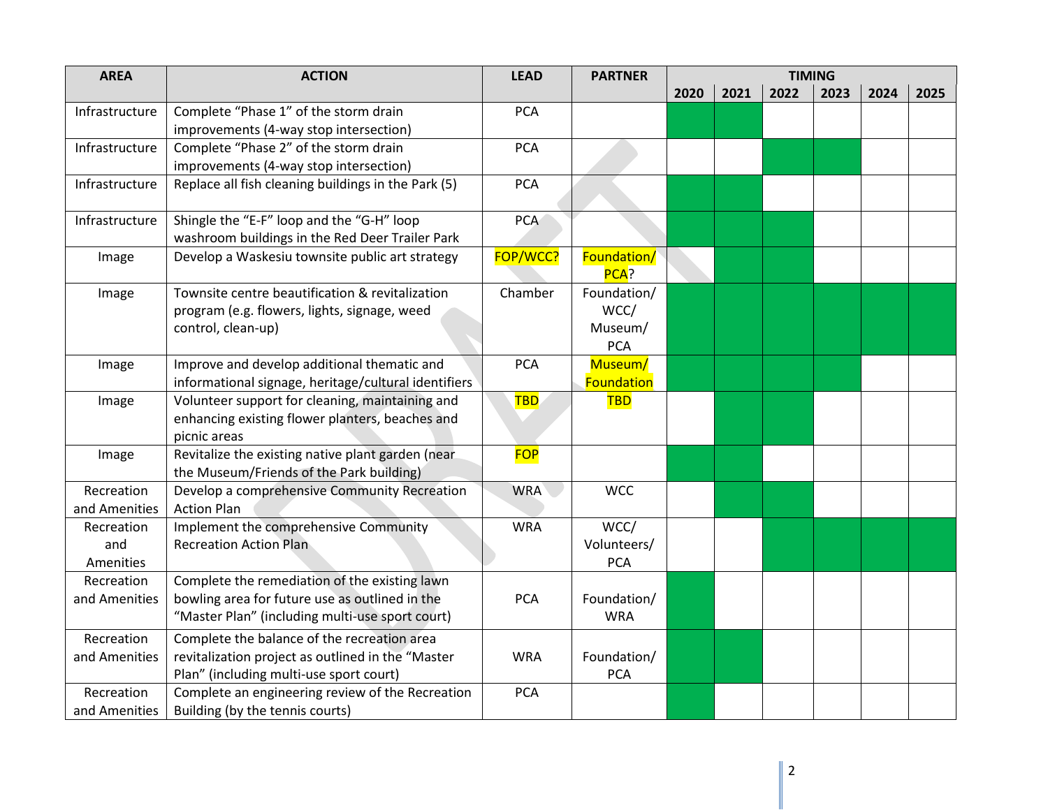| AREA | ACTION | LEAD | PARTNER | TIMING | | | | | |
|---|---|---|---|---|---|---|---|---|---|
| | | | | 2020 | 2021 | 2022 | 2023 | 2024 | 2025 |
| Infrastructure | Complete "Phase 1" of the storm drain improvements (4-way stop intersection) | PCA | | ■ | ■ | | | | |
| Infrastructure | Complete "Phase 2" of the storm drain improvements (4-way stop intersection) | PCA | | | | ■ | ■ | | |
| Infrastructure | Replace all fish cleaning buildings in the Park (5) | PCA | | ■ | ■ | | | | |
| Infrastructure | Shingle the "E-F" loop and the "G-H" loop washroom buildings in the Red Deer Trailer Park | PCA | | ■ | ■ | ■ | | | |
| Image | Develop a Waskesiu townsite public art strategy | FOP/WCC? | Foundation/ PCA? | | ■ | ■ | | | |
| Image | Townsite centre beautification & revitalization program (e.g. flowers, lights, signage, weed control, clean-up) | Chamber | Foundation/ WCC/ Museum/ PCA | ■ | ■ | ■ | ■ | ■ | ■ |
| Image | Improve and develop additional thematic and informational signage, heritage/cultural identifiers | PCA | Museum/ Foundation | ■ | ■ | ■ | ■ | | |
| Image | Volunteer support for cleaning, maintaining and enhancing existing flower planters, beaches and picnic areas | TBD | TBD | | ■ | ■ | | | |
| Image | Revitalize the existing native plant garden (near the Museum/Friends of the Park building) | FOP | | ■ | ■ | | | | |
| Recreation and Amenities | Develop a comprehensive Community Recreation Action Plan | WRA | WCC | | ■ | ■ | | | |
| Recreation and Amenities | Implement the comprehensive Community Recreation Action Plan | WRA | WCC/ Volunteers/ PCA | | | ■ | ■ | ■ | ■ |
| Recreation and Amenities | Complete the remediation of the existing lawn bowling area for future use as outlined in the "Master Plan" (including multi-use sport court) | PCA | Foundation/ WRA | ■ | | | | | |
| Recreation and Amenities | Complete the balance of the recreation area revitalization project as outlined in the "Master Plan" (including multi-use sport court) | WRA | Foundation/ PCA | ■ | ■ | | | | |
| Recreation and Amenities | Complete an engineering review of the Recreation Building (by the tennis courts) | PCA | | ■ | | | | | |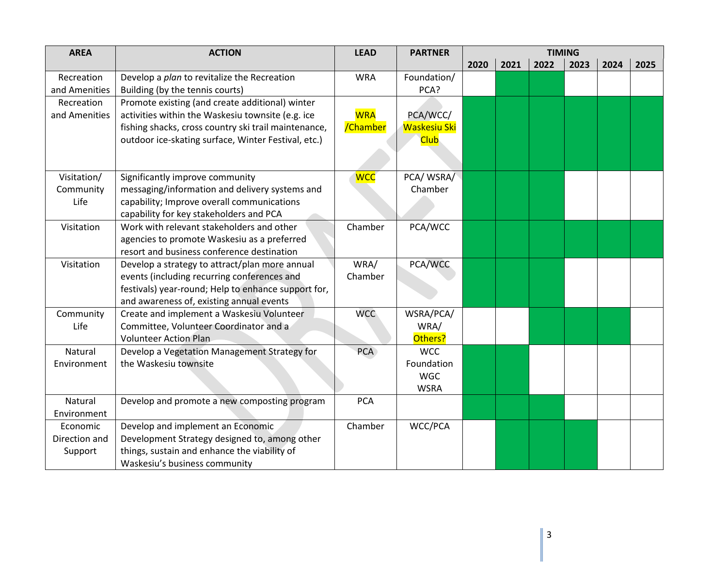| AREA | ACTION | LEAD | PARTNER | TIMING | | | | | |
|---|---|---|---|---|---|---|---|---|---|
| | | | | 2020 | 2021 | 2022 | 2023 | 2024 | 2025 |
| Recreation and Amenities | Develop a *plan* to revitalize the Recreation Building (by the tennis courts) | WRA | Foundation/ PCA? | | ■ | ■ | | | |
| Recreation and Amenities | Promote existing (and create additional) winter activities within the Waskesiu townsite (e.g. ice fishing shacks, cross country ski trail maintenance, outdoor ice-skating surface, Winter Festival, etc.) | WRA /Chamber | PCA/WCC/ Waskesiu Ski Club | ■ | ■ | ■ | ■ | ■ | ■ |
| Visitation/ Community Life | Significantly improve community messaging/information and delivery systems and capability; Improve overall communications capability for key stakeholders and PCA | WCC | PCA/ WSRA/ Chamber | ■ | ■ | ■ | | | |
| Visitation | Work with relevant stakeholders and other agencies to promote Waskesiu as a preferred resort and business conference destination | Chamber | PCA/WCC | ■ | ■ | ■ | ■ | ■ | ■ |
| Visitation | Develop a strategy to attract/plan more annual events (including recurring conferences and festivals) year-round; Help to enhance support for, and awareness of, existing annual events | WRA/ Chamber | PCA/WCC | ■ | ■ | ■ | | | |
| Community Life | Create and implement a Waskesiu Volunteer Committee, Volunteer Coordinator and a Volunteer Action Plan | WCC | WSRA/PCA/ WRA/ Others? | | | ■ | ■ | ■ | |
| Natural Environment | Develop a Vegetation Management Strategy for the Waskesiu townsite | PCA | WCC Foundation WGC WSRA | ■ | ■ | | | | |
| Natural Environment | Develop and promote a new composting program | PCA | | ■ | ■ | ■ | | | |
| Economic Direction and Support | Develop and implement an Economic Development Strategy designed to, among other things, sustain and enhance the viability of Waskesiu's business community | Chamber | WCC/PCA | | ■ | ■ | ■ | | |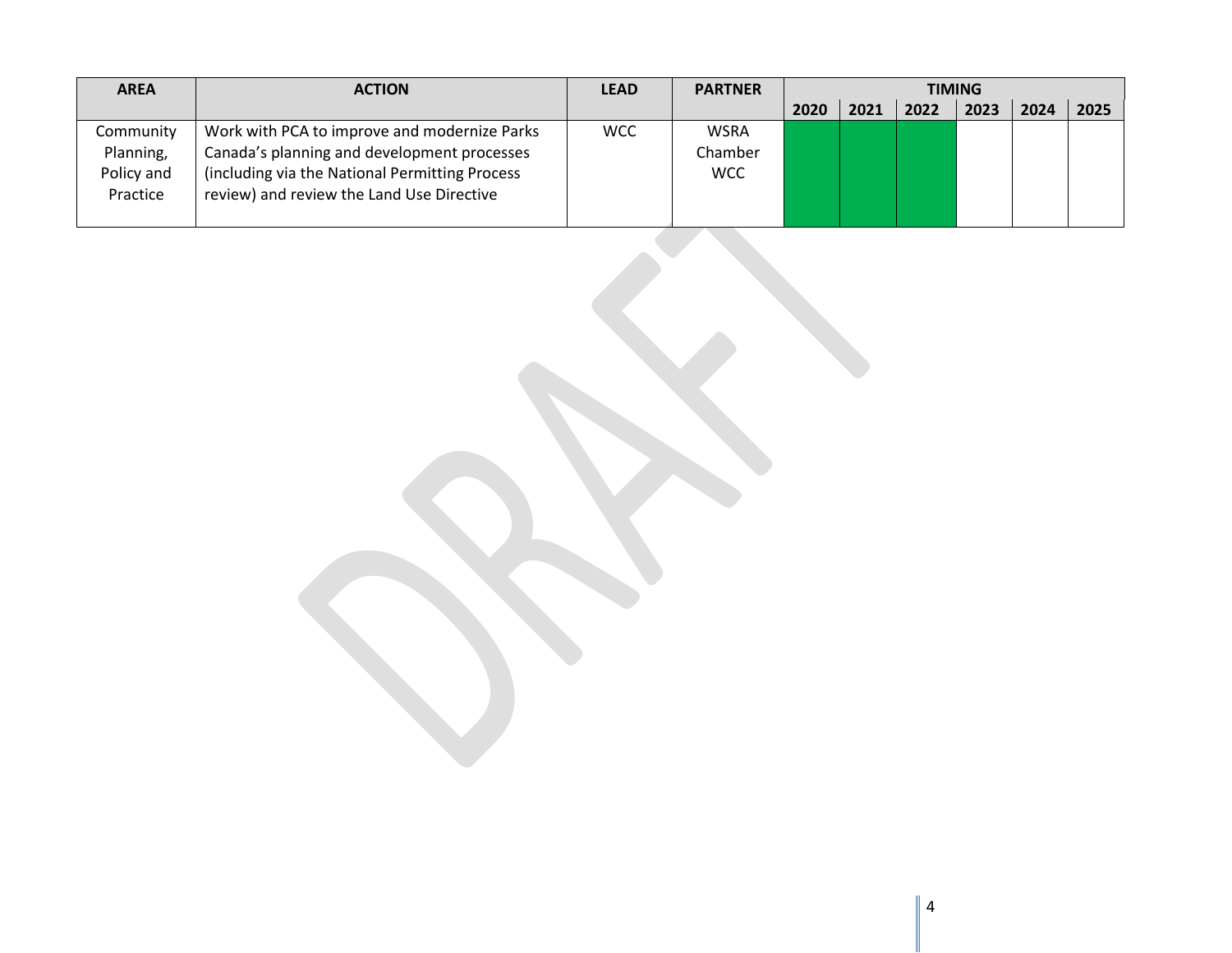| AREA | ACTION | LEAD | PARTNER | TIMING | | | | | |
|---|---|---|---|---|---|---|---|---|---|
| | | | | 2020 | 2021 | 2022 | 2023 | 2024 | 2025 |
| Community Planning, Policy and Practice | Work with PCA to improve and modernize Parks Canada's planning and development processes (including via the National Permitting Process review) and review the Land Use Directive | WCC | WSRA<br>Chamber<br>WCC | | | | | | |